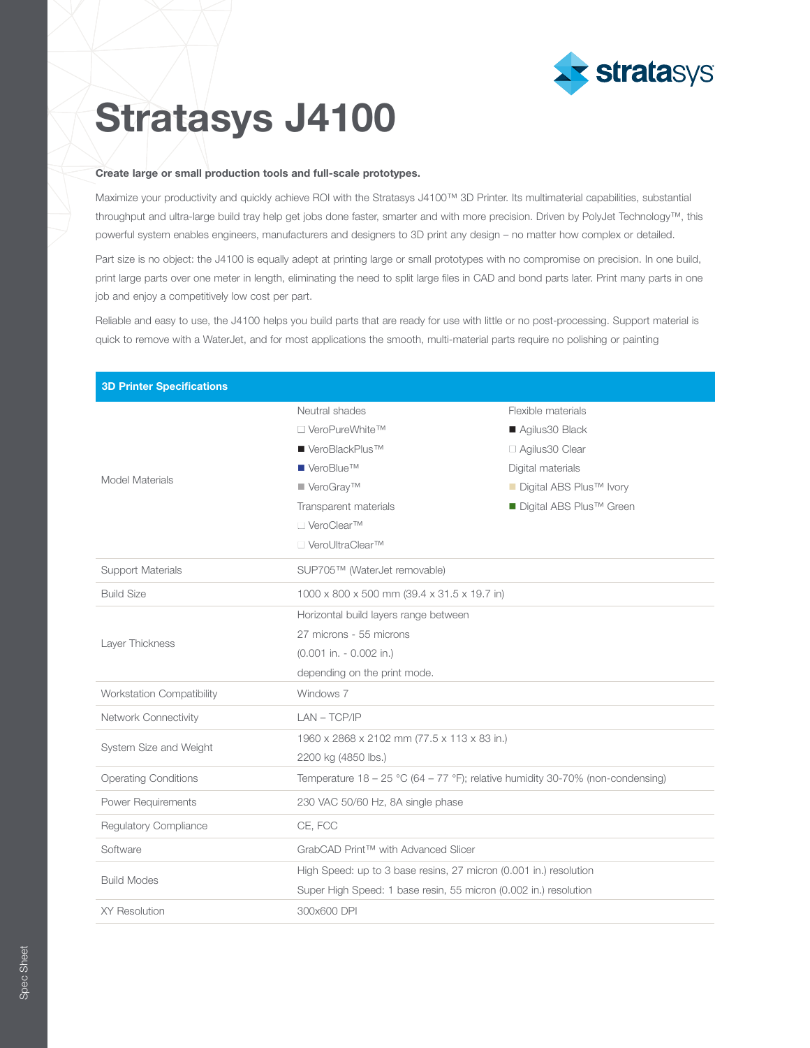# Stratasys J4100

**Create large or small production tools and full-scale prototypes.**

Maximize your productivity and quickly achieve ROI with the Stratasys J4100™ 3D Printer. Its multimaterial capabilities, substantial throughput and ultra-large build tray help get jobs done faster, smarter and with more precision. Driven by PolyJet Technology™, this powerful system enables engineers, manufacturers and designers to 3D print any design – no matter how complex or detailed.

Part size is no object: the J4100 is equally adept at printing large or small prototypes with no compromise on precision. In one build, print large parts over one meter in length, eliminating the need to split large files in CAD and bond parts later. Print many parts in one job and enjoy a competitively low cost per part.

Reliable and easy to use, the J4100 helps you build parts that are ready for use with little or no post-processing. Support material is quick to remove with a WaterJet, and for most applications the smooth, multi-material parts require no polishing or painting

| 3D Printer Specifications | | |
|---|---|---|
| Model Materials | Neutral shades<br>VeroPureWhite™<br>VeroBlackPlus™<br>VeroBlue™<br>VeroGray™<br>Transparent materials<br>VeroClear™<br>VeroUltraClear™ | Flexible materials<br>Agilus30 Black<br>Agilus30 Clear<br>Digital materials<br>Digital ABS Plus™ Ivory<br>Digital ABS Plus™ Green |
| Support Materials | SUP705™ (WaterJet removable) | |
| Build Size | 1000 x 800 x 500 mm (39.4 x 31.5 x 19.7 in) | |
| Layer Thickness | Horizontal build layers range between<br>27 microns - 55 microns<br>(0.001 in. - 0.002 in.)<br>depending on the print mode. | |
| Workstation Compatibility | Windows 7 | |
| Network Connectivity | LAN – TCP/IP | |
| System Size and Weight | 1960 x 2868 x 2102 mm (77.5 x 113 x 83 in.)<br>2200 kg (4850 lbs.) | |
| Operating Conditions | Temperature 18 – 25 °C (64 – 77 °F); relative humidity 30-70% (non-condensing) | |
| Power Requirements | 230 VAC 50/60 Hz, 8A single phase | |
| Regulatory Compliance | CE, FCC | |
| Software | GrabCAD Print™ with Advanced Slicer | |
| Build Modes | High Speed: up to 3 base resins, 27 micron (0.001 in.) resolution<br>Super High Speed: 1 base resin, 55 micron (0.002 in.) resolution | |
| XY Resolution | 300x600 DPI | |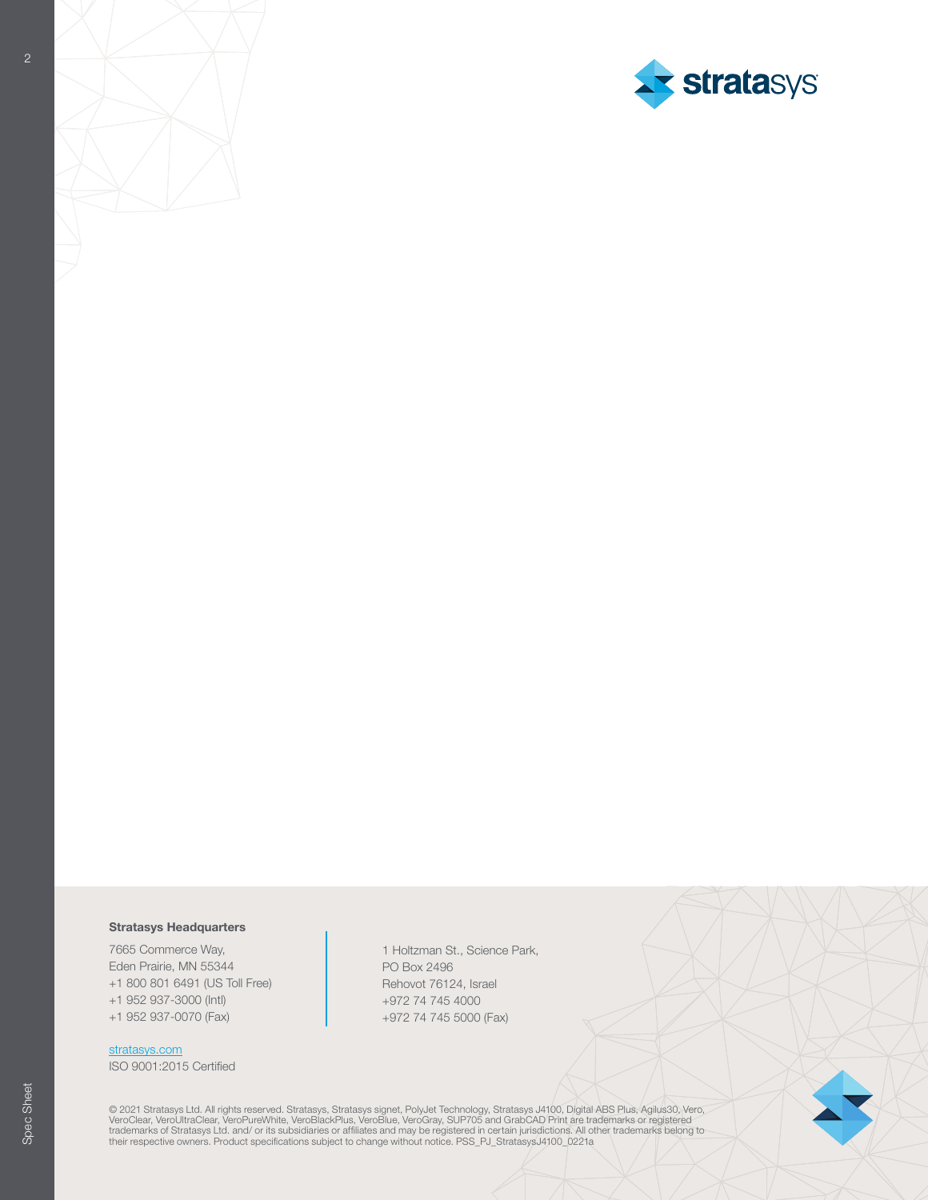**Stratasys Headquarters**

7665 Commerce Way,
Eden Prairie, MN 55344
+1 800 801 6491 (US Toll Free)
+1 952 937-3000 (Intl)
+1 952 937-0070 (Fax)

1 Holtzman St., Science Park,
PO Box 2496
Rehovot 76124, Israel
+972 74 745 4000
+972 74 745 5000 (Fax)

stratasys.com
ISO 9001:2015 Certified

© 2021 Stratasys Ltd. All rights reserved. Stratasys, Stratasys signet, PolyJet Technology, Stratasys J4100, Digital ABS Plus, Agilus30, Vero, VeroClear, VeroUltraClear, VeroPureWhite, VeroBlackPlus, VeroBlue, VeroGray, SUP705 and GrabCAD Print are trademarks or registered trademarks of Stratasys Ltd. and/ or its subsidiaries or affiliates and may be registered in certain jurisdictions. All other trademarks belong to their respective owners. Product specifications subject to change without notice. PSS_PJ_StratasysJ4100_0221a